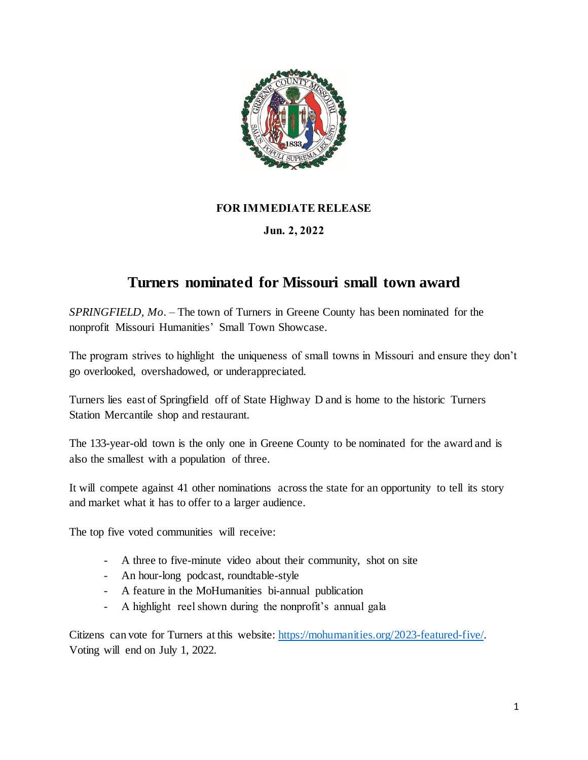**FOR IMMEDIATE RELEASE**

**Jun. 2, 2022**

# Turners nominated for Missouri small town award

*SPRINGFIELD, Mo.* – The town of Turners in Greene County has been nominated for the nonprofit Missouri Humanities' Small Town Showcase.

The program strives to highlight the uniqueness of small towns in Missouri and ensure they don't go overlooked, overshadowed, or underappreciated.

Turners lies east of Springfield off of State Highway D and is home to the historic Turners Station Mercantile shop and restaurant.

The 133-year-old town is the only one in Greene County to be nominated for the award and is also the smallest with a population of three.

It will compete against 41 other nominations across the state for an opportunity to tell its story and market what it has to offer to a larger audience.

The top five voted communities will receive:

- A three to five-minute video about their community, shot on site
- An hour-long podcast, roundtable-style
- A feature in the MoHumanities bi-annual publication
- A highlight reel shown during the nonprofit's annual gala

Citizens can vote for Turners at this website: [https://mohumanities.org/2023-featured-five/](https://mohumanities.org/2023-featured-five/). Voting will end on July 1, 2022.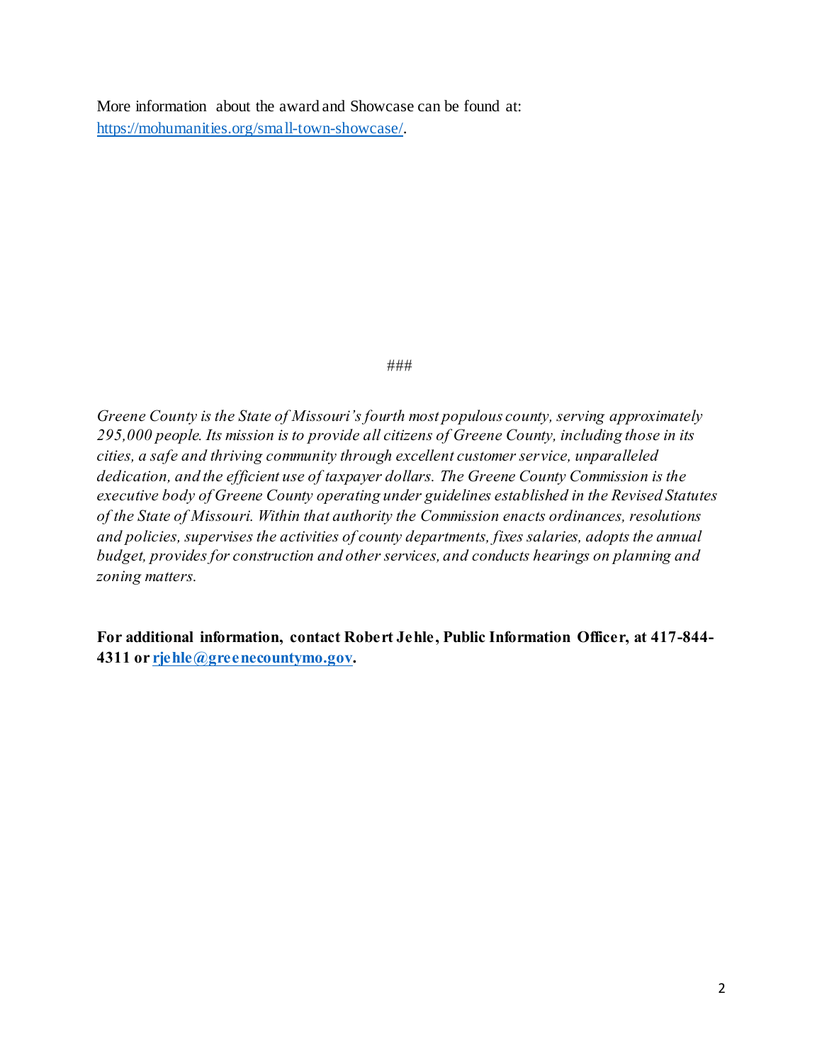More information about the award and Showcase can be found at: [https://mohumanities.org/small-town-showcase/](https://mohumanities.org/small-town-showcase/).

###

*Greene County is the State of Missouri's fourth most populous county, serving approximately 295,000 people. Its mission is to provide all citizens of Greene County, including those in its cities, a safe and thriving community through excellent customer service, unparalleled dedication, and the efficient use of taxpayer dollars. The Greene County Commission is the executive body of Greene County operating under guidelines established in the Revised Statutes of the State of Missouri. Within that authority the Commission enacts ordinances, resolutions and policies, supervises the activities of county departments, fixes salaries, adopts the annual budget, provides for construction and other services, and conducts hearings on planning and zoning matters.*

**For additional information, contact Robert Jehle, Public Information Officer, at 417-844-4311 or [rjehle@greenecountymo.gov](mailto:rjehle@greenecountymo.gov).**